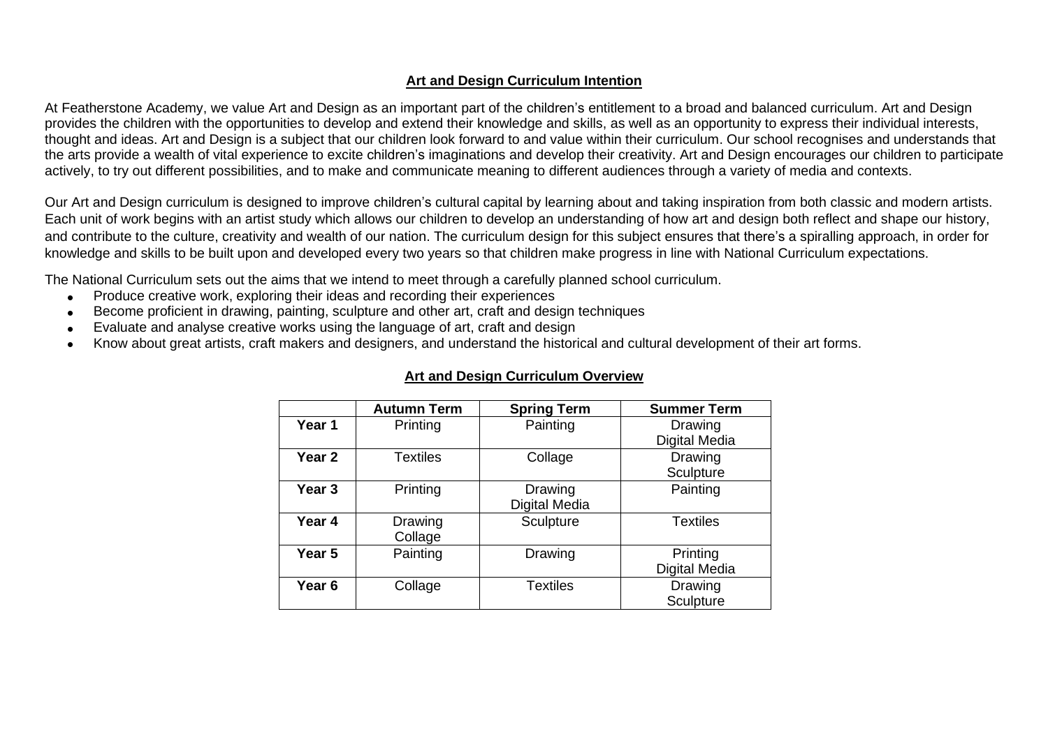## **Art and Design Curriculum Intention**

At Featherstone Academy, we value Art and Design as an important part of the children's entitlement to a broad and balanced curriculum. Art and Design provides the children with the opportunities to develop and extend their knowledge and skills, as well as an opportunity to express their individual interests, thought and ideas. Art and Design is a subject that our children look forward to and value within their curriculum. Our school recognises and understands that the arts provide a wealth of vital experience to excite children's imaginations and develop their creativity. Art and Design encourages our children to participate actively, to try out different possibilities, and to make and communicate meaning to different audiences through a variety of media and contexts.

Our Art and Design curriculum is designed to improve children's cultural capital by learning about and taking inspiration from both classic and modern artists. Each unit of work begins with an artist study which allows our children to develop an understanding of how art and design both reflect and shape our history, and contribute to the culture, creativity and wealth of our nation. The curriculum design for this subject ensures that there's a spiralling approach, in order for knowledge and skills to be built upon and developed every two years so that children make progress in line with National Curriculum expectations.

The National Curriculum sets out the aims that we intend to meet through a carefully planned school curriculum.

- Produce creative work, exploring their ideas and recording their experiences
- Become proficient in drawing, painting, sculpture and other art, craft and design techniques
- Evaluate and analyse creative works using the language of art, craft and design
- Know about great artists, craft makers and designers, and understand the historical and cultural development of their art forms.

## **Art and Design Curriculum Overview**

| | Autumn Term | Spring Term | Summer Term |
|---|---|---|---|
| **Year 1** | Printing | Painting | Drawing<br>Digital Media |
| **Year 2** | Textiles | Collage | Drawing<br>Sculpture |
| **Year 3** | Printing | Drawing<br>Digital Media | Painting |
| **Year 4** | Drawing<br>Collage | Sculpture | Textiles |
| **Year 5** | Painting | Drawing | Printing<br>Digital Media |
| **Year 6** | Collage | Textiles | Drawing<br>Sculpture |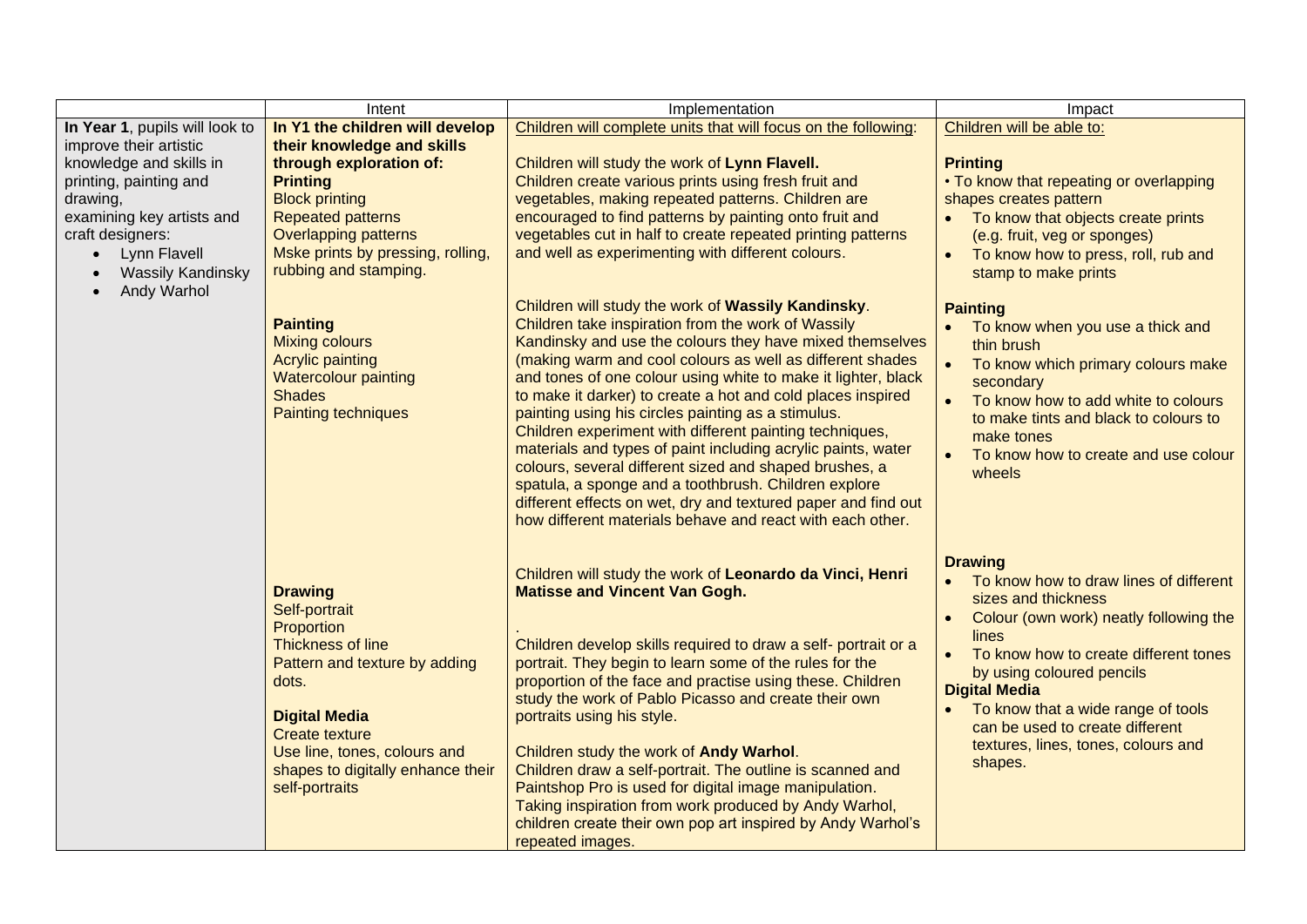| | Intent | Implementation | Impact |
|---|---|---|---|
| **In Year 1**, pupils will look to improve their artistic knowledge and skills in printing, painting and drawing, examining key artists and craft designers:<br>• Lynn Flavell<br>• Wassily Kandinsky<br>• Andy Warhol | **In Y1 the children will develop their knowledge and skills through exploration of:**<br>**Printing**<br>Block printing<br>Repeated patterns<br>Overlapping patterns<br>Mske prints by pressing, rolling, rubbing and stamping. | Children will complete units that will focus on the following:<br><br>Children will study the work of **Lynn Flavell.**<br>Children create various prints using fresh fruit and vegetables, making repeated patterns. Children are encouraged to find patterns by painting onto fruit and vegetables cut in half to create repeated printing patterns and well as experimenting with different colours. | Children will be able to:<br><br>**Printing**<br>• To know that repeating or overlapping shapes creates pattern<br>• To know that objects create prints (e.g. fruit, veg or sponges)<br>• To know how to press, roll, rub and stamp to make prints |
| | **Painting**<br>Mixing colours<br>Acrylic painting<br>Watercolour painting<br>Shades<br>Painting techniques | Children will study the work of **Wassily Kandinsky**.<br>Children take inspiration from the work of Wassily Kandinsky and use the colours they have mixed themselves (making warm and cool colours as well as different shades and tones of one colour using white to make it lighter, black to make it darker) to create a hot and cold places inspired painting using his circles painting as a stimulus.<br>Children experiment with different painting techniques, materials and types of paint including acrylic paints, water colours, several different sized and shaped brushes, a spatula, a sponge and a toothbrush. Children explore different effects on wet, dry and textured paper and find out how different materials behave and react with each other. | **Painting**<br>• To know when you use a thick and thin brush<br>• To know which primary colours make secondary<br>• To know how to add white to colours to make tints and black to colours to make tones<br>• To know how to create and use colour wheels |
| | **Drawing**<br>Self-portrait<br>Proportion<br>Thickness of line<br>Pattern and texture by adding dots.<br><br>**Digital Media**<br>Create texture<br>Use line, tones, colours and shapes to digitally enhance their self-portraits | Children will study the work of **Leonardo da Vinci, Henri Matisse and Vincent Van Gogh.**<br><br>.<br>Children develop skills required to draw a self- portrait or a portrait. They begin to learn some of the rules for the proportion of the face and practise using these. Children study the work of Pablo Picasso and create their own portraits using his style.<br><br>Children study the work of **Andy Warhol**.<br>Children draw a self-portrait. The outline is scanned and Paintshop Pro is used for digital image manipulation. Taking inspiration from work produced by Andy Warhol, children create their own pop art inspired by Andy Warhol's repeated images. | **Drawing**<br>• To know how to draw lines of different sizes and thickness<br>• Colour (own work) neatly following the lines<br>• To know how to create different tones by using coloured pencils<br>**Digital Media**<br>• To know that a wide range of tools can be used to create different textures, lines, tones, colours and shapes. |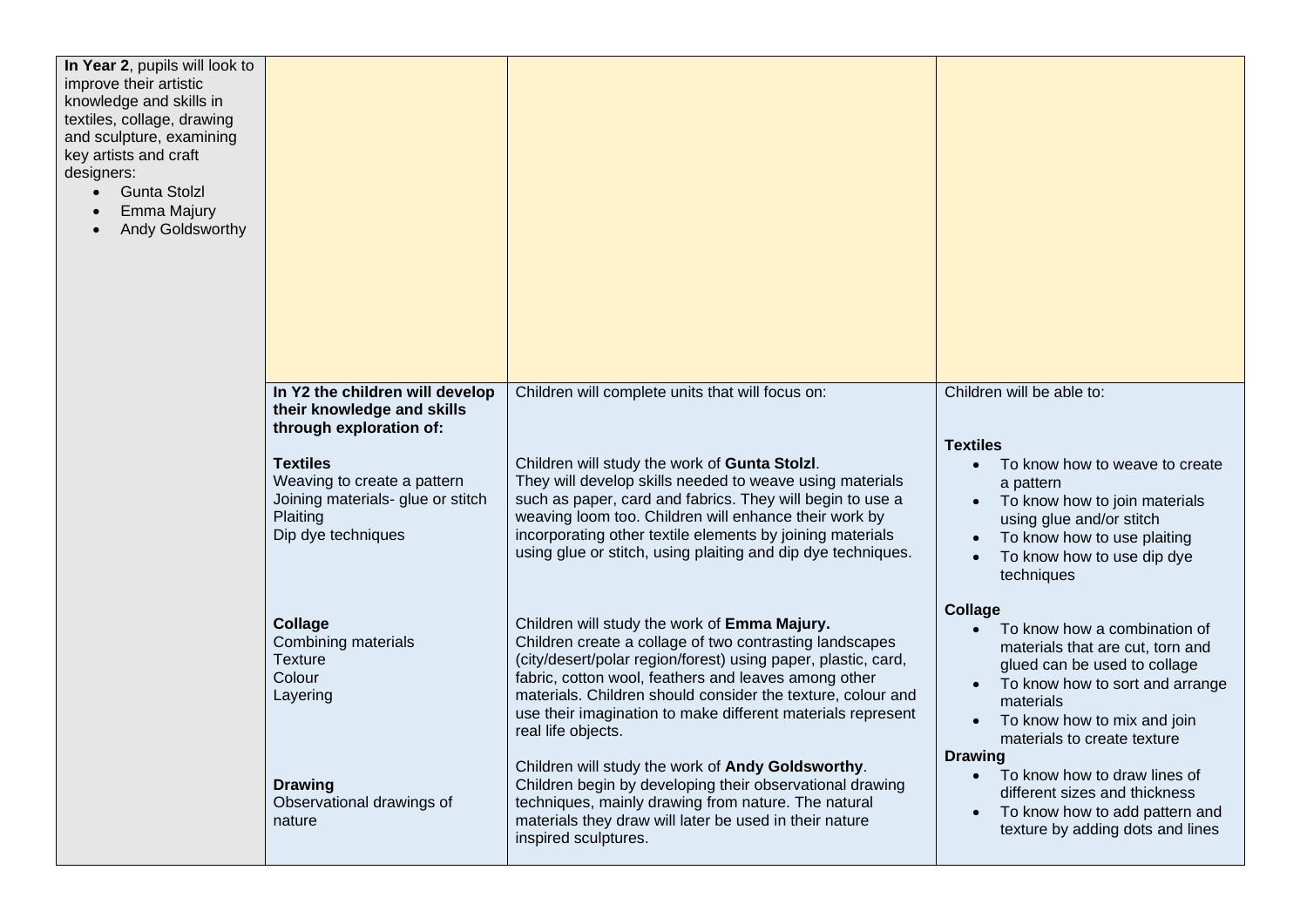| | | | |
|---|---|---|---|
| **In Year 2**, pupils will look to improve their artistic knowledge and skills in textiles, collage, drawing and sculpture, examining key artists and craft designers:<br>• Gunta Stolzl<br>• Emma Majury<br>• Andy Goldsworthy | | | |
| | **In Y2 the children will develop their knowledge and skills through exploration of:** | Children will complete units that will focus on: | Children will be able to: |
| | **Textiles**<br>Weaving to create a pattern<br>Joining materials- glue or stitch<br>Plaiting<br>Dip dye techniques | Children will study the work of **Gunta Stolzl**.<br>They will develop skills needed to weave using materials such as paper, card and fabrics. They will begin to use a weaving loom too. Children will enhance their work by incorporating other textile elements by joining materials using glue or stitch, using plaiting and dip dye techniques. | **Textiles**<br>• To know how to weave to create a pattern<br>• To know how to join materials using glue and/or stitch<br>• To know how to use plaiting<br>• To know how to use dip dye techniques |
| | **Collage**<br>Combining materials<br>Texture<br>Colour<br>Layering | Children will study the work of **Emma Majury.**<br>Children create a collage of two contrasting landscapes (city/desert/polar region/forest) using paper, plastic, card, fabric, cotton wool, feathers and leaves among other materials. Children should consider the texture, colour and use their imagination to make different materials represent real life objects. | **Collage**<br>• To know how a combination of materials that are cut, torn and glued can be used to collage<br>• To know how to sort and arrange materials<br>• To know how to mix and join materials to create texture |
| | **Drawing**<br>Observational drawings of nature | Children will study the work of **Andy Goldsworthy**.<br>Children begin by developing their observational drawing techniques, mainly drawing from nature. The natural materials they draw will later be used in their nature inspired sculptures. | **Drawing**<br>• To know how to draw lines of different sizes and thickness<br>• To know how to add pattern and texture by adding dots and lines |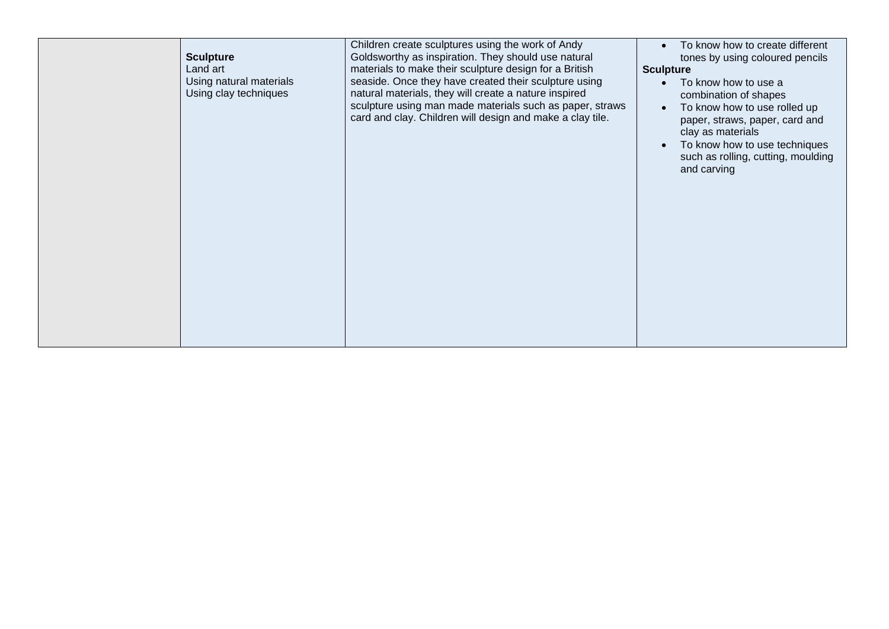|  |  |  |  |
|---|---|---|---|
|  | **Sculpture**<br>Land art<br>Using natural materials<br>Using clay techniques | Children create sculptures using the work of Andy Goldsworthy as inspiration. They should use natural materials to make their sculpture design for a British seaside. Once they have created their sculpture using natural materials, they will create a nature inspired sculpture using man made materials such as paper, straws card and clay. Children will design and make a clay tile. | • To know how to create different tones by using coloured pencils<br>**Sculpture**<br>• To know how to use a combination of shapes<br>• To know how to use rolled up paper, straws, paper, card and clay as materials<br>• To know how to use techniques such as rolling, cutting, moulding and carving |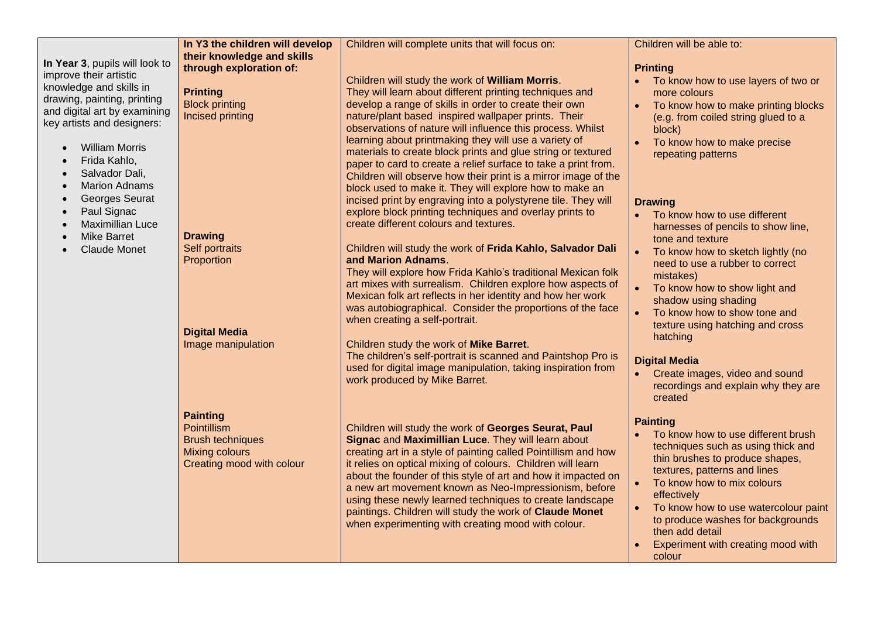| In **Year 3**, pupils will look to improve their artistic knowledge and skills in drawing, painting, printing and digital art by examining key artists and designers:<br><br>• William Morris<br>• Frida Kahlo,<br>• Salvador Dali,<br>• Marion Adnams<br>• Georges Seurat<br>• Paul Signac<br>• Maximillian Luce<br>• Mike Barret<br>• Claude Monet | **In Y3 the children will develop their knowledge and skills through exploration of:** | Children will complete units that will focus on: | Children will be able to: |
|---|---|---|---|
| | **Printing**<br>Block printing<br>Incised printing | Children will study the work of **William Morris**.<br>They will learn about different printing techniques and develop a range of skills in order to create their own nature/plant based inspired wallpaper prints. Their observations of nature will influence this process. Whilst learning about printmaking they will use a variety of materials to create block prints and glue string or textured paper to card to create a relief surface to take a print from. Children will observe how their print is a mirror image of the block used to make it. They will explore how to make an incised print by engraving into a polystyrene tile. They will explore block printing techniques and overlay prints to create different colours and textures. | **Printing**<br>• To know how to use layers of two or more colours<br>• To know how to make printing blocks (e.g. from coiled string glued to a block)<br>• To know how to make precise repeating patterns |
| | **Drawing**<br>Self portraits<br>Proportion | Children will study the work of **Frida Kahlo, Salvador Dali and Marion Adnams**.<br>They will explore how Frida Kahlo's traditional Mexican folk art mixes with surrealism. Children explore how aspects of Mexican folk art reflects in her identity and how her work was autobiographical. Consider the proportions of the face when creating a self-portrait. | **Drawing**<br>• To know how to use different harnesses of pencils to show line, tone and texture<br>• To know how to sketch lightly (no need to use a rubber to correct mistakes)<br>• To know how to show light and shadow using shading<br>• To know how to show tone and texture using hatching and cross hatching |
| | **Digital Media**<br>Image manipulation | Children study the work of **Mike Barret**.<br>The children's self-portrait is scanned and Paintshop Pro is used for digital image manipulation, taking inspiration from work produced by Mike Barret. | **Digital Media**<br>• Create images, video and sound recordings and explain why they are created |
| | **Painting**<br>Pointillism<br>Brush techniques<br>Mixing colours<br>Creating mood with colour | Children will study the work of **Georges Seurat, Paul Signac** and **Maximillian Luce**. They will learn about creating art in a style of painting called Pointillism and how it relies on optical mixing of colours. Children will learn about the founder of this style of art and how it impacted on a new art movement known as Neo-Impressionism, before using these newly learned techniques to create landscape paintings. Children will study the work of **Claude Monet** when experimenting with creating mood with colour. | **Painting**<br>• To know how to use different brush techniques such as using thick and thin brushes to produce shapes, textures, patterns and lines<br>• To know how to mix colours effectively<br>• To know how to use watercolour paint to produce washes for backgrounds then add detail<br>• Experiment with creating mood with colour |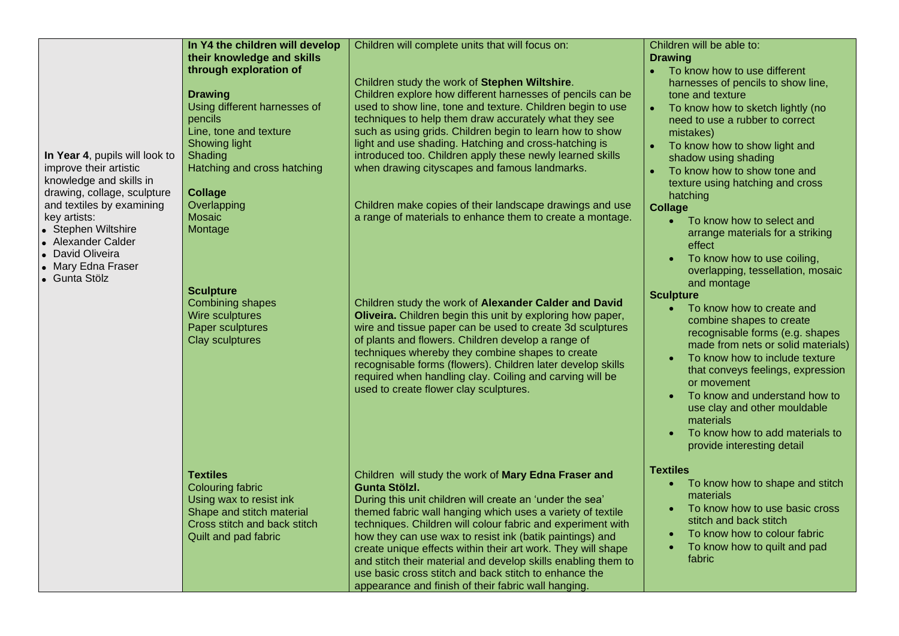| | | | |
|---|---|---|---|
| **In Year 4**, pupils will look to improve their artistic knowledge and skills in drawing, collage, sculpture and textiles by examining key artists:<br>• Stephen Wiltshire<br>• Alexander Calder<br>• David Oliveira<br>• Mary Edna Fraser<br>• Gunta Stölz | **In Y4 the children will develop their knowledge and skills through exploration of**<br><br>**Drawing**<br>Using different harnesses of pencils<br>Line, tone and texture<br>Showing light<br>Shading<br>Hatching and cross hatching<br><br>**Collage**<br>Overlapping<br>Mosaic<br>Montage<br><br>**Sculpture**<br>Combining shapes<br>Wire sculptures<br>Paper sculptures<br>Clay sculptures<br><br>**Textiles**<br>Colouring fabric<br>Using wax to resist ink<br>Shape and stitch material<br>Cross stitch and back stitch<br>Quilt and pad fabric | Children will complete units that will focus on:<br><br>Children study the work of **Stephen Wiltshire**. Children explore how different harnesses of pencils can be used to show line, tone and texture. Children begin to use techniques to help them draw accurately what they see such as using grids. Children begin to learn how to show light and use shading. Hatching and cross-hatching is introduced too. Children apply these newly learned skills when drawing cityscapes and famous landmarks.<br><br>Children make copies of their landscape drawings and use a range of materials to enhance them to create a montage.<br><br>Children study the work of **Alexander Calder and David Oliveira.** Children begin this unit by exploring how paper, wire and tissue paper can be used to create 3d sculptures of plants and flowers. Children develop a range of techniques whereby they combine shapes to create recognisable forms (flowers). Children later develop skills required when handling clay. Coiling and carving will be used to create flower clay sculptures.<br><br>Children will study the work of **Mary Edna Fraser and Gunta Stölzl.**<br>During this unit children will create an 'under the sea' themed fabric wall hanging which uses a variety of textile techniques. Children will colour fabric and experiment with how they can use wax to resist ink (batik paintings) and create unique effects within their art work. They will shape and stitch their material and develop skills enabling them to use basic cross stitch and back stitch to enhance the appearance and finish of their fabric wall hanging. | Children will be able to:<br>**Drawing**<br>• To know how to use different harnesses of pencils to show line, tone and texture<br>• To know how to sketch lightly (no need to use a rubber to correct mistakes)<br>• To know how to show light and shadow using shading<br>• To know how to show tone and texture using hatching and cross hatching<br>**Collage**<br>• To know how to select and arrange materials for a striking effect<br>• To know how to use coiling, overlapping, tessellation, mosaic and montage<br>**Sculpture**<br>• To know how to create and combine shapes to create recognisable forms (e.g. shapes made from nets or solid materials)<br>• To know how to include texture that conveys feelings, expression or movement<br>• To know and understand how to use clay and other mouldable materials<br>• To know how to add materials to provide interesting detail<br><br>**Textiles**<br>• To know how to shape and stitch materials<br>• To know how to use basic cross stitch and back stitch<br>• To know how to colour fabric<br>• To know how to quilt and pad fabric |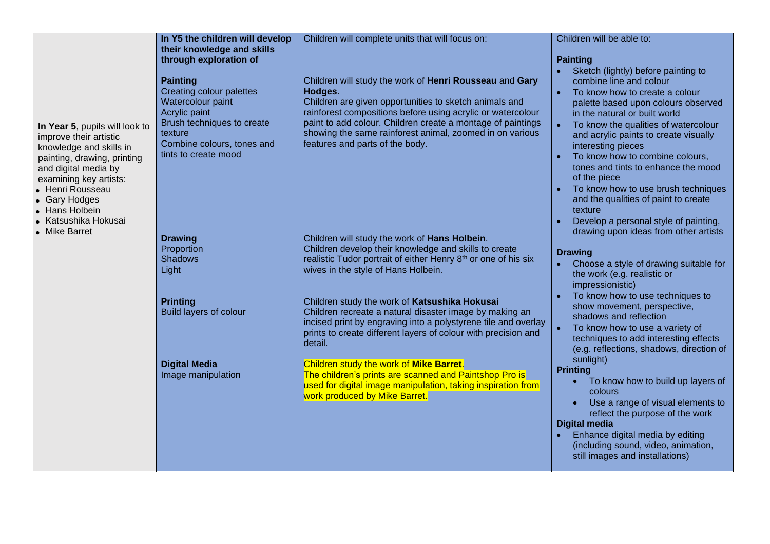| In Year 5, pupils will look to improve their artistic knowledge and skills in painting, drawing, printing and digital media by examining key artists: | **In Y5 the children will develop their knowledge and skills through exploration of** | Children will complete units that will focus on: | Children will be able to: |
|---|---|---|---|
| • Henri Rousseau<br>• Gary Hodges<br>• Hans Holbein<br>• Katsushika Hokusai<br>• Mike Barret | **Painting**<br>Creating colour palettes<br>Watercolour paint<br>Acrylic paint<br>Brush techniques to create texture<br>Combine colours, tones and tints to create mood | Children will study the work of **Henri Rousseau** and **Gary Hodges**.<br>Children are given opportunities to sketch animals and rainforest compositions before using acrylic or watercolour paint to add colour. Children create a montage of paintings showing the same rainforest animal, zoomed in on various features and parts of the body. | **Painting**<br>• Sketch (lightly) before painting to combine line and colour<br>• To know how to create a colour palette based upon colours observed in the natural or built world<br>• To know the qualities of watercolour and acrylic paints to create visually interesting pieces<br>• To know how to combine colours, tones and tints to enhance the mood of the piece<br>• To know how to use brush techniques and the qualities of paint to create texture<br>• Develop a personal style of painting, drawing upon ideas from other artists |
| | **Drawing**<br>Proportion<br>Shadows<br>Light | Children will study the work of **Hans Holbein**.<br>Children develop their knowledge and skills to create realistic Tudor portrait of either Henry 8th or one of his six wives in the style of Hans Holbein. | **Drawing**<br>• Choose a style of drawing suitable for the work (e.g. realistic or impressionistic)<br>• To know how to use techniques to show movement, perspective, shadows and reflection<br>• To know how to use a variety of techniques to add interesting effects (e.g. reflections, shadows, direction of sunlight) |
| | **Printing**<br>Build layers of colour | Children study the work of **Katsushika Hokusai**<br>Children recreate a natural disaster image by making an incised print by engraving into a polystyrene tile and overlay prints to create different layers of colour with precision and detail. | **Printing**<br>• To know how to build up layers of colours<br>• Use a range of visual elements to reflect the purpose of the work |
| | **Digital Media**<br>Image manipulation | Children study the work of **Mike Barret**.<br>The children's prints are scanned and Paintshop Pro is used for digital image manipulation, taking inspiration from work produced by Mike Barret. | **Digital media**<br>• Enhance digital media by editing (including sound, video, animation, still images and installations) |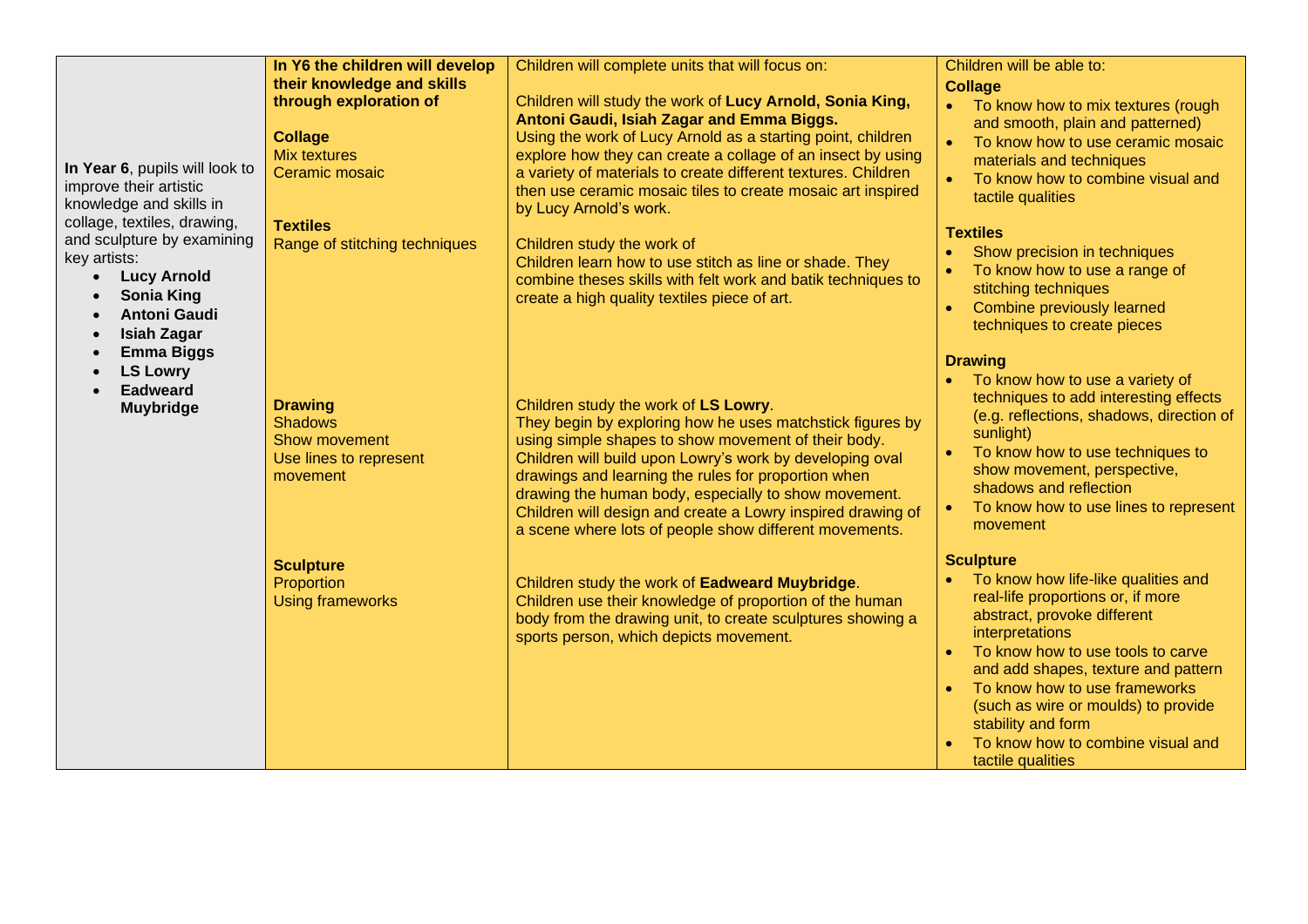| | | | |
|---|---|---|---|
| **In Year 6**, pupils will look to improve their artistic knowledge and skills in collage, textiles, drawing, and sculpture by examining key artists:<br>• **Lucy Arnold**<br>• **Sonia King**<br>• **Antoni Gaudi**<br>• **Isiah Zagar**<br>• **Emma Biggs**<br>• **LS Lowry**<br>• **Eadweard Muybridge** | **In Y6 the children will develop their knowledge and skills through exploration of**<br><br>**Collage**<br>Mix textures<br>Ceramic mosaic<br><br>**Textiles**<br>Range of stitching techniques<br><br>**Drawing**<br>Shadows<br>Show movement<br>Use lines to represent movement<br><br>**Sculpture**<br>Proportion<br>Using frameworks | Children will complete units that will focus on:<br><br>Children will study the work of **Lucy Arnold, Sonia King, Antoni Gaudi, Isiah Zagar and Emma Biggs.**<br>Using the work of Lucy Arnold as a starting point, children explore how they can create a collage of an insect by using a variety of materials to create different textures. Children then use ceramic mosaic tiles to create mosaic art inspired by Lucy Arnold's work.<br><br>Children study the work of<br>Children learn how to use stitch as line or shade. They combine theses skills with felt work and batik techniques to create a high quality textiles piece of art.<br><br>Children study the work of **LS Lowry**.<br>They begin by exploring how he uses matchstick figures by using simple shapes to show movement of their body. Children will build upon Lowry's work by developing oval drawings and learning the rules for proportion when drawing the human body, especially to show movement. Children will design and create a Lowry inspired drawing of a scene where lots of people show different movements.<br><br>Children study the work of **Eadweard Muybridge**.<br>Children use their knowledge of proportion of the human body from the drawing unit, to create sculptures showing a sports person, which depicts movement. | Children will be able to:<br>**Collage**<br>• To know how to mix textures (rough and smooth, plain and patterned)<br>• To know how to use ceramic mosaic materials and techniques<br>• To know how to combine visual and tactile qualities<br><br>**Textiles**<br>• Show precision in techniques<br>• To know how to use a range of stitching techniques<br>• Combine previously learned techniques to create pieces<br><br>**Drawing**<br>• To know how to use a variety of techniques to add interesting effects (e.g. reflections, shadows, direction of sunlight)<br>• To know how to use techniques to show movement, perspective, shadows and reflection<br>• To know how to use lines to represent movement<br><br>**Sculpture**<br>• To know how life-like qualities and real-life proportions or, if more abstract, provoke different interpretations<br>• To know how to use tools to carve and add shapes, texture and pattern<br>• To know how to use frameworks (such as wire or moulds) to provide stability and form<br>• To know how to combine visual and tactile qualities |